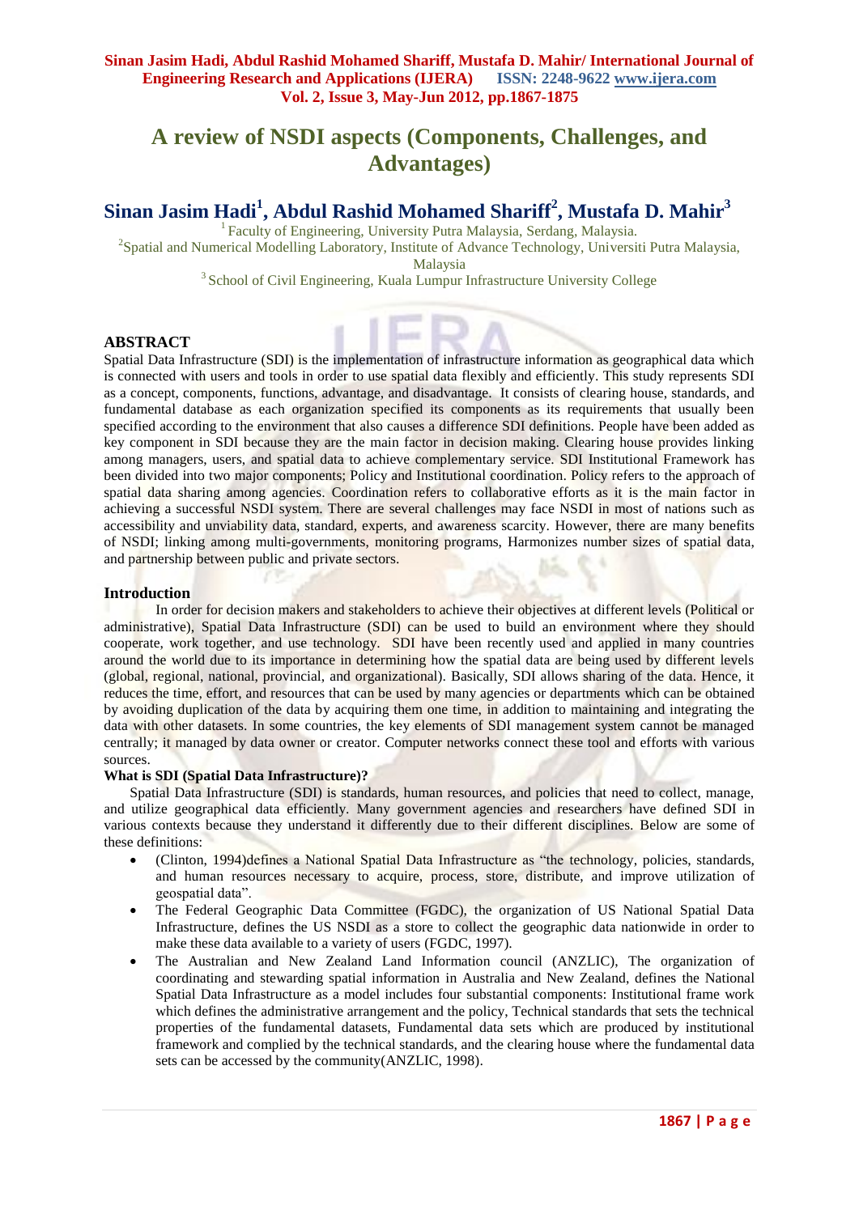# A review of NSDI aspects (Components, Challenges, and Advantages)

## Sinan Jasim Hadi[1], Abdul Rashid Mohamed Shariff[2], Mustafa D. Mahir[3]

[1] Faculty of Engineering, University Putra Malaysia, Serdang, Malaysia.
[2]Spatial and Numerical Modelling Laboratory, Institute of Advance Technology, Universiti Putra Malaysia, Malaysia
[3] School of Civil Engineering, Kuala Lumpur Infrastructure University College

## ABSTRACT

Spatial Data Infrastructure (SDI) is the implementation of infrastructure information as geographical data which is connected with users and tools in order to use spatial data flexibly and efficiently. This study represents SDI as a concept, components, functions, advantage, and disadvantage. It consists of clearing house, standards, and fundamental database as each organization specified its components as its requirements that usually been specified according to the environment that also causes a difference SDI definitions. People have been added as key component in SDI because they are the main factor in decision making. Clearing house provides linking among managers, users, and spatial data to achieve complementary service. SDI Institutional Framework has been divided into two major components; Policy and Institutional coordination. Policy refers to the approach of spatial data sharing among agencies. Coordination refers to collaborative efforts as it is the main factor in achieving a successful NSDI system. There are several challenges may face NSDI in most of nations such as accessibility and unviability data, standard, experts, and awareness scarcity. However, there are many benefits of NSDI; linking among multi-governments, monitoring programs, Harmonizes number sizes of spatial data, and partnership between public and private sectors.

## Introduction

In order for decision makers and stakeholders to achieve their objectives at different levels (Political or administrative), Spatial Data Infrastructure (SDI) can be used to build an environment where they should cooperate, work together, and use technology. SDI have been recently used and applied in many countries around the world due to its importance in determining how the spatial data are being used by different levels (global, regional, national, provincial, and organizational). Basically, SDI allows sharing of the data. Hence, it reduces the time, effort, and resources that can be used by many agencies or departments which can be obtained by avoiding duplication of the data by acquiring them one time, in addition to maintaining and integrating the data with other datasets. In some countries, the key elements of SDI management system cannot be managed centrally; it managed by data owner or creator. Computer networks connect these tool and efforts with various sources.

### What is SDI (Spatial Data Infrastructure)?

Spatial Data Infrastructure (SDI) is standards, human resources, and policies that need to collect, manage, and utilize geographical data efficiently. Many government agencies and researchers have defined SDI in various contexts because they understand it differently due to their different disciplines. Below are some of these definitions:

- (Clinton, 1994)defines a National Spatial Data Infrastructure as "the technology, policies, standards, and human resources necessary to acquire, process, store, distribute, and improve utilization of geospatial data".
- The Federal Geographic Data Committee (FGDC), the organization of US National Spatial Data Infrastructure, defines the US NSDI as a store to collect the geographic data nationwide in order to make these data available to a variety of users (FGDC, 1997).
- The Australian and New Zealand Land Information council (ANZLIC), The organization of coordinating and stewarding spatial information in Australia and New Zealand, defines the National Spatial Data Infrastructure as a model includes four substantial components: Institutional frame work which defines the administrative arrangement and the policy, Technical standards that sets the technical properties of the fundamental datasets, Fundamental data sets which are produced by institutional framework and complied by the technical standards, and the clearing house where the fundamental data sets can be accessed by the community(ANZLIC, 1998).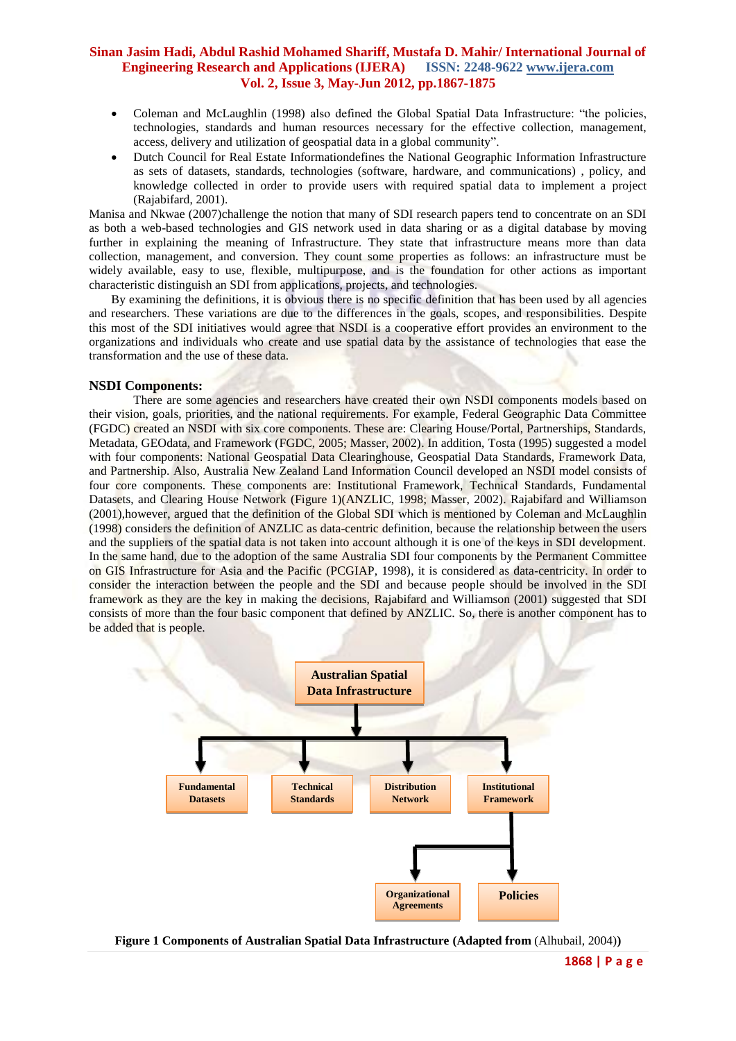- Coleman and McLaughlin (1998) also defined the Global Spatial Data Infrastructure: "the policies, technologies, standards and human resources necessary for the effective collection, management, access, delivery and utilization of geospatial data in a global community".
- Dutch Council for Real Estate Informationdefines the National Geographic Information Infrastructure as sets of datasets, standards, technologies (software, hardware, and communications) , policy, and knowledge collected in order to provide users with required spatial data to implement a project (Rajabifard, 2001).

Manisa and Nkwae (2007)challenge the notion that many of SDI research papers tend to concentrate on an SDI as both a web-based technologies and GIS network used in data sharing or as a digital database by moving further in explaining the meaning of Infrastructure. They state that infrastructure means more than data collection, management, and conversion. They count some properties as follows: an infrastructure must be widely available, easy to use, flexible, multipurpose, and is the foundation for other actions as important characteristic distinguish an SDI from applications, projects, and technologies.

By examining the definitions, it is obvious there is no specific definition that has been used by all agencies and researchers. These variations are due to the differences in the goals, scopes, and responsibilities. Despite this most of the SDI initiatives would agree that NSDI is a cooperative effort provides an environment to the organizations and individuals who create and use spatial data by the assistance of technologies that ease the transformation and the use of these data.

## NSDI Components:

There are some agencies and researchers have created their own NSDI components models based on their vision, goals, priorities, and the national requirements. For example, Federal Geographic Data Committee (FGDC) created an NSDI with six core components. These are: Clearing House/Portal, Partnerships, Standards, Metadata, GEOdata, and Framework (FGDC, 2005; Masser, 2002). In addition, Tosta (1995) suggested a model with four components: National Geospatial Data Clearinghouse, Geospatial Data Standards, Framework Data, and Partnership. Also, Australia New Zealand Land Information Council developed an NSDI model consists of four core components. These components are: Institutional Framework, Technical Standards, Fundamental Datasets, and Clearing House Network (Figure 1)(ANZLIC, 1998; Masser, 2002). Rajabifard and Williamson (2001),however, argued that the definition of the Global SDI which is mentioned by Coleman and McLaughlin (1998) considers the definition of ANZLIC as data-centric definition, because the relationship between the users and the suppliers of the spatial data is not taken into account although it is one of the keys in SDI development. In the same hand, due to the adoption of the same Australia SDI four components by the Permanent Committee on GIS Infrastructure for Asia and the Pacific (PCGIAP, 1998), it is considered as data-centricity. In order to consider the interaction between the people and the SDI and because people should be involved in the SDI framework as they are the key in making the decisions, Rajabifard and Williamson (2001) suggested that SDI consists of more than the four basic component that defined by ANZLIC. So, there is another component has to be added that is people.

**Figure 1 Components of Australian Spatial Data Infrastructure (Adapted from** (Alhubail, 2004)**)**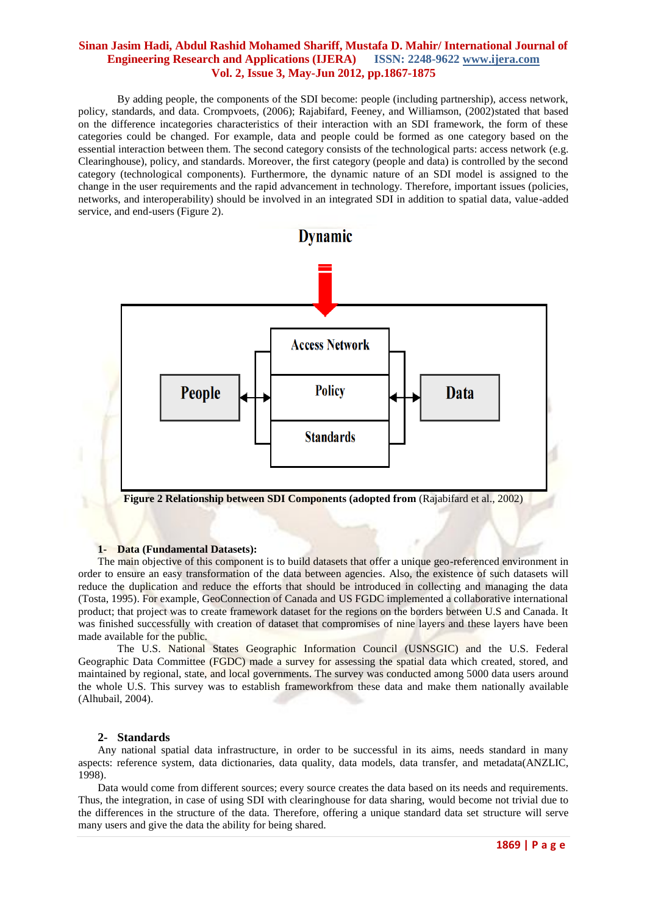By adding people, the components of the SDI become: people (including partnership), access network, policy, standards, and data. Crompvoets, (2006); Rajabifard, Feeney, and Williamson, (2002)stated that based on the difference incategories characteristics of their interaction with an SDI framework, the form of these categories could be changed. For example, data and people could be formed as one category based on the essential interaction between them. The second category consists of the technological parts: access network (e.g. Clearinghouse), policy, and standards. Moreover, the first category (people and data) is controlled by the second category (technological components). Furthermore, the dynamic nature of an SDI model is assigned to the change in the user requirements and the rapid advancement in technology. Therefore, important issues (policies, networks, and interoperability) should be involved in an integrated SDI in addition to spatial data, value-added service, and end-users (Figure 2).

Dynamic

People | Access Network | Policy | Standards | Data

**Figure 2 Relationship between SDI Components (adopted from** (Rajabifard et al., 2002)

### 1- Data (Fundamental Datasets):

The main objective of this component is to build datasets that offer a unique geo-referenced environment in order to ensure an easy transformation of the data between agencies. Also, the existence of such datasets will reduce the duplication and reduce the efforts that should be introduced in collecting and managing the data (Tosta, 1995). For example, GeoConnection of Canada and US FGDC implemented a collaborative international product; that project was to create framework dataset for the regions on the borders between U.S and Canada. It was finished successfully with creation of dataset that compromises of nine layers and these layers have been made available for the public.

The U.S. National States Geographic Information Council (USNSGIC) and the U.S. Federal Geographic Data Committee (FGDC) made a survey for assessing the spatial data which created, stored, and maintained by regional, state, and local governments. The survey was conducted among 5000 data users around the whole U.S. This survey was to establish frameworkfrom these data and make them nationally available (Alhubail, 2004).

### 2- Standards

Any national spatial data infrastructure, in order to be successful in its aims, needs standard in many aspects: reference system, data dictionaries, data quality, data models, data transfer, and metadata(ANZLIC, 1998).

Data would come from different sources; every source creates the data based on its needs and requirements. Thus, the integration, in case of using SDI with clearinghouse for data sharing, would become not trivial due to the differences in the structure of the data. Therefore, offering a unique standard data set structure will serve many users and give the data the ability for being shared.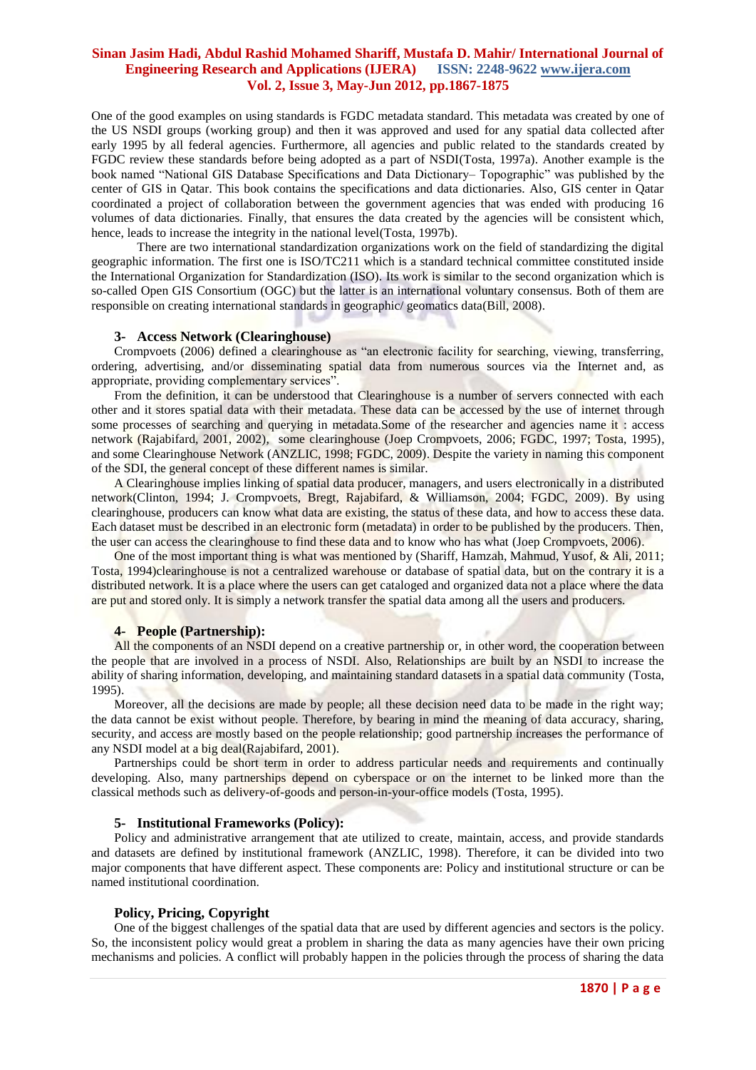One of the good examples on using standards is FGDC metadata standard. This metadata was created by one of the US NSDI groups (working group) and then it was approved and used for any spatial data collected after early 1995 by all federal agencies. Furthermore, all agencies and public related to the standards created by FGDC review these standards before being adopted as a part of NSDI(Tosta, 1997a). Another example is the book named "National GIS Database Specifications and Data Dictionary– Topographic" was published by the center of GIS in Qatar. This book contains the specifications and data dictionaries. Also, GIS center in Qatar coordinated a project of collaboration between the government agencies that was ended with producing 16 volumes of data dictionaries. Finally, that ensures the data created by the agencies will be consistent which, hence, leads to increase the integrity in the national level(Tosta, 1997b).

There are two international standardization organizations work on the field of standardizing the digital geographic information. The first one is ISO/TC211 which is a standard technical committee constituted inside the International Organization for Standardization (ISO). Its work is similar to the second organization which is so-called Open GIS Consortium (OGC) but the latter is an international voluntary consensus. Both of them are responsible on creating international standards in geographic/ geomatics data(Bill, 2008).

### 3- Access Network (Clearinghouse)

Crompvoets (2006) defined a clearinghouse as "an electronic facility for searching, viewing, transferring, ordering, advertising, and/or disseminating spatial data from numerous sources via the Internet and, as appropriate, providing complementary services".

From the definition, it can be understood that Clearinghouse is a number of servers connected with each other and it stores spatial data with their metadata. These data can be accessed by the use of internet through some processes of searching and querying in metadata.Some of the researcher and agencies name it : access network (Rajabifard, 2001, 2002), some clearinghouse (Joep Crompvoets, 2006; FGDC, 1997; Tosta, 1995), and some Clearinghouse Network (ANZLIC, 1998; FGDC, 2009). Despite the variety in naming this component of the SDI, the general concept of these different names is similar.

A Clearinghouse implies linking of spatial data producer, managers, and users electronically in a distributed network(Clinton, 1994; J. Crompvoets, Bregt, Rajabifard, & Williamson, 2004; FGDC, 2009). By using clearinghouse, producers can know what data are existing, the status of these data, and how to access these data. Each dataset must be described in an electronic form (metadata) in order to be published by the producers. Then, the user can access the clearinghouse to find these data and to know who has what (Joep Crompvoets, 2006).

One of the most important thing is what was mentioned by (Shariff, Hamzah, Mahmud, Yusof, & Ali, 2011; Tosta, 1994)clearinghouse is not a centralized warehouse or database of spatial data, but on the contrary it is a distributed network. It is a place where the users can get cataloged and organized data not a place where the data are put and stored only. It is simply a network transfer the spatial data among all the users and producers.

### 4- People (Partnership):

All the components of an NSDI depend on a creative partnership or, in other word, the cooperation between the people that are involved in a process of NSDI. Also, Relationships are built by an NSDI to increase the ability of sharing information, developing, and maintaining standard datasets in a spatial data community (Tosta, 1995).

Moreover, all the decisions are made by people; all these decision need data to be made in the right way; the data cannot be exist without people. Therefore, by bearing in mind the meaning of data accuracy, sharing, security, and access are mostly based on the people relationship; good partnership increases the performance of any NSDI model at a big deal(Rajabifard, 2001).

Partnerships could be short term in order to address particular needs and requirements and continually developing. Also, many partnerships depend on cyberspace or on the internet to be linked more than the classical methods such as delivery-of-goods and person-in-your-office models (Tosta, 1995).

### 5- Institutional Frameworks (Policy):

Policy and administrative arrangement that ate utilized to create, maintain, access, and provide standards and datasets are defined by institutional framework (ANZLIC, 1998). Therefore, it can be divided into two major components that have different aspect. These components are: Policy and institutional structure or can be named institutional coordination.

### Policy, Pricing, Copyright

One of the biggest challenges of the spatial data that are used by different agencies and sectors is the policy. So, the inconsistent policy would great a problem in sharing the data as many agencies have their own pricing mechanisms and policies. A conflict will probably happen in the policies through the process of sharing the data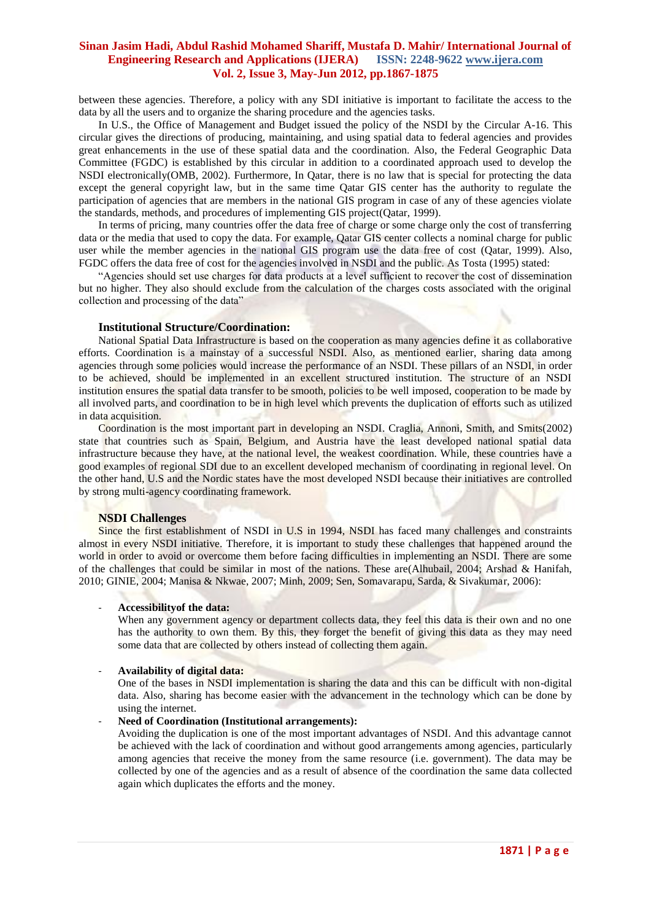between these agencies. Therefore, a policy with any SDI initiative is important to facilitate the access to the data by all the users and to organize the sharing procedure and the agencies tasks.

In U.S., the Office of Management and Budget issued the policy of the NSDI by the Circular A-16. This circular gives the directions of producing, maintaining, and using spatial data to federal agencies and provides great enhancements in the use of these spatial data and the coordination. Also, the Federal Geographic Data Committee (FGDC) is established by this circular in addition to a coordinated approach used to develop the NSDI electronically(OMB, 2002). Furthermore, In Qatar, there is no law that is special for protecting the data except the general copyright law, but in the same time Qatar GIS center has the authority to regulate the participation of agencies that are members in the national GIS program in case of any of these agencies violate the standards, methods, and procedures of implementing GIS project(Qatar, 1999).

In terms of pricing, many countries offer the data free of charge or some charge only the cost of transferring data or the media that used to copy the data. For example, Qatar GIS center collects a nominal charge for public user while the member agencies in the national GIS program use the data free of cost (Qatar, 1999). Also, FGDC offers the data free of cost for the agencies involved in NSDI and the public. As Tosta (1995) stated:

"Agencies should set use charges for data products at a level sufficient to recover the cost of dissemination but no higher. They also should exclude from the calculation of the charges costs associated with the original collection and processing of the data"

### Institutional Structure/Coordination:

National Spatial Data Infrastructure is based on the cooperation as many agencies define it as collaborative efforts. Coordination is a mainstay of a successful NSDI. Also, as mentioned earlier, sharing data among agencies through some policies would increase the performance of an NSDI. These pillars of an NSDI, in order to be achieved, should be implemented in an excellent structured institution. The structure of an NSDI institution ensures the spatial data transfer to be smooth, policies to be well imposed, cooperation to be made by all involved parts, and coordination to be in high level which prevents the duplication of efforts such as utilized in data acquisition.

Coordination is the most important part in developing an NSDI. Craglia, Annoni, Smith, and Smits(2002) state that countries such as Spain, Belgium, and Austria have the least developed national spatial data infrastructure because they have, at the national level, the weakest coordination. While, these countries have a good examples of regional SDI due to an excellent developed mechanism of coordinating in regional level. On the other hand, U.S and the Nordic states have the most developed NSDI because their initiatives are controlled by strong multi-agency coordinating framework.

### NSDI Challenges

Since the first establishment of NSDI in U.S in 1994, NSDI has faced many challenges and constraints almost in every NSDI initiative. Therefore, it is important to study these challenges that happened around the world in order to avoid or overcome them before facing difficulties in implementing an NSDI. There are some of the challenges that could be similar in most of the nations. These are(Alhubail, 2004; Arshad & Hanifah, 2010; GINIE, 2004; Manisa & Nkwae, 2007; Minh, 2009; Sen, Somavarapu, Sarda, & Sivakumar, 2006):

- **Accessibilityof the data:**
  When any government agency or department collects data, they feel this data is their own and no one has the authority to own them. By this, they forget the benefit of giving this data as they may need some data that are collected by others instead of collecting them again.

- **Availability of digital data:**
  One of the bases in NSDI implementation is sharing the data and this can be difficult with non-digital data. Also, sharing has become easier with the advancement in the technology which can be done by using the internet.

- **Need of Coordination (Institutional arrangements):**
  Avoiding the duplication is one of the most important advantages of NSDI. And this advantage cannot be achieved with the lack of coordination and without good arrangements among agencies, particularly among agencies that receive the money from the same resource (i.e. government). The data may be collected by one of the agencies and as a result of absence of the coordination the same data collected again which duplicates the efforts and the money.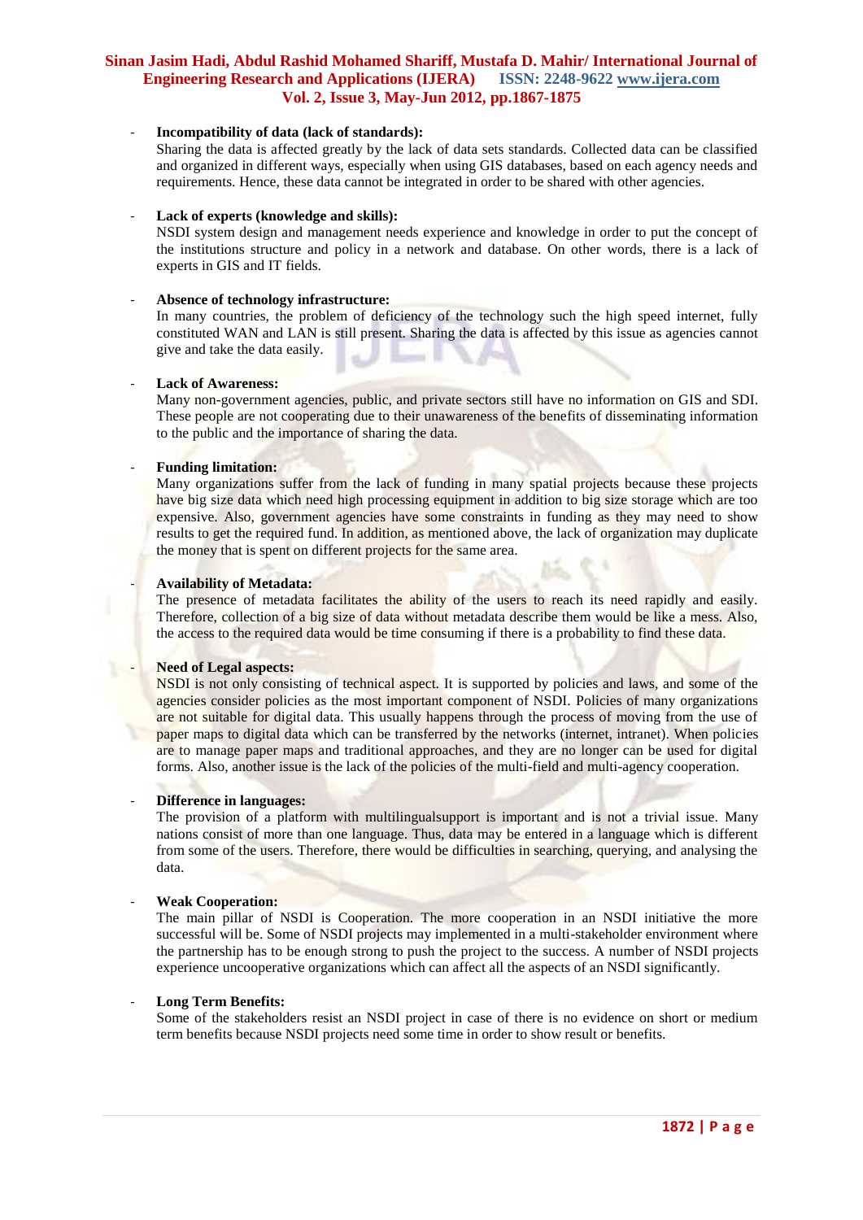- **Incompatibility of data (lack of standards):**
  Sharing the data is affected greatly by the lack of data sets standards. Collected data can be classified and organized in different ways, especially when using GIS databases, based on each agency needs and requirements. Hence, these data cannot be integrated in order to be shared with other agencies.

- **Lack of experts (knowledge and skills):**
  NSDI system design and management needs experience and knowledge in order to put the concept of the institutions structure and policy in a network and database. On other words, there is a lack of experts in GIS and IT fields.

- **Absence of technology infrastructure:**
  In many countries, the problem of deficiency of the technology such the high speed internet, fully constituted WAN and LAN is still present. Sharing the data is affected by this issue as agencies cannot give and take the data easily.

- **Lack of Awareness:**
  Many non-government agencies, public, and private sectors still have no information on GIS and SDI. These people are not cooperating due to their unawareness of the benefits of disseminating information to the public and the importance of sharing the data.

- **Funding limitation:**
  Many organizations suffer from the lack of funding in many spatial projects because these projects have big size data which need high processing equipment in addition to big size storage which are too expensive. Also, government agencies have some constraints in funding as they may need to show results to get the required fund. In addition, as mentioned above, the lack of organization may duplicate the money that is spent on different projects for the same area.

- **Availability of Metadata:**
  The presence of metadata facilitates the ability of the users to reach its need rapidly and easily. Therefore, collection of a big size of data without metadata describe them would be like a mess. Also, the access to the required data would be time consuming if there is a probability to find these data.

- **Need of Legal aspects:**
  NSDI is not only consisting of technical aspect. It is supported by policies and laws, and some of the agencies consider policies as the most important component of NSDI. Policies of many organizations are not suitable for digital data. This usually happens through the process of moving from the use of paper maps to digital data which can be transferred by the networks (internet, intranet). When policies are to manage paper maps and traditional approaches, and they are no longer can be used for digital forms. Also, another issue is the lack of the policies of the multi-field and multi-agency cooperation.

- **Difference in languages:**
  The provision of a platform with multilingualsupport is important and is not a trivial issue. Many nations consist of more than one language. Thus, data may be entered in a language which is different from some of the users. Therefore, there would be difficulties in searching, querying, and analysing the data.

- **Weak Cooperation:**
  The main pillar of NSDI is Cooperation. The more cooperation in an NSDI initiative the more successful will be. Some of NSDI projects may implemented in a multi-stakeholder environment where the partnership has to be enough strong to push the project to the success. A number of NSDI projects experience uncooperative organizations which can affect all the aspects of an NSDI significantly.

- **Long Term Benefits:**
  Some of the stakeholders resist an NSDI project in case of there is no evidence on short or medium term benefits because NSDI projects need some time in order to show result or benefits.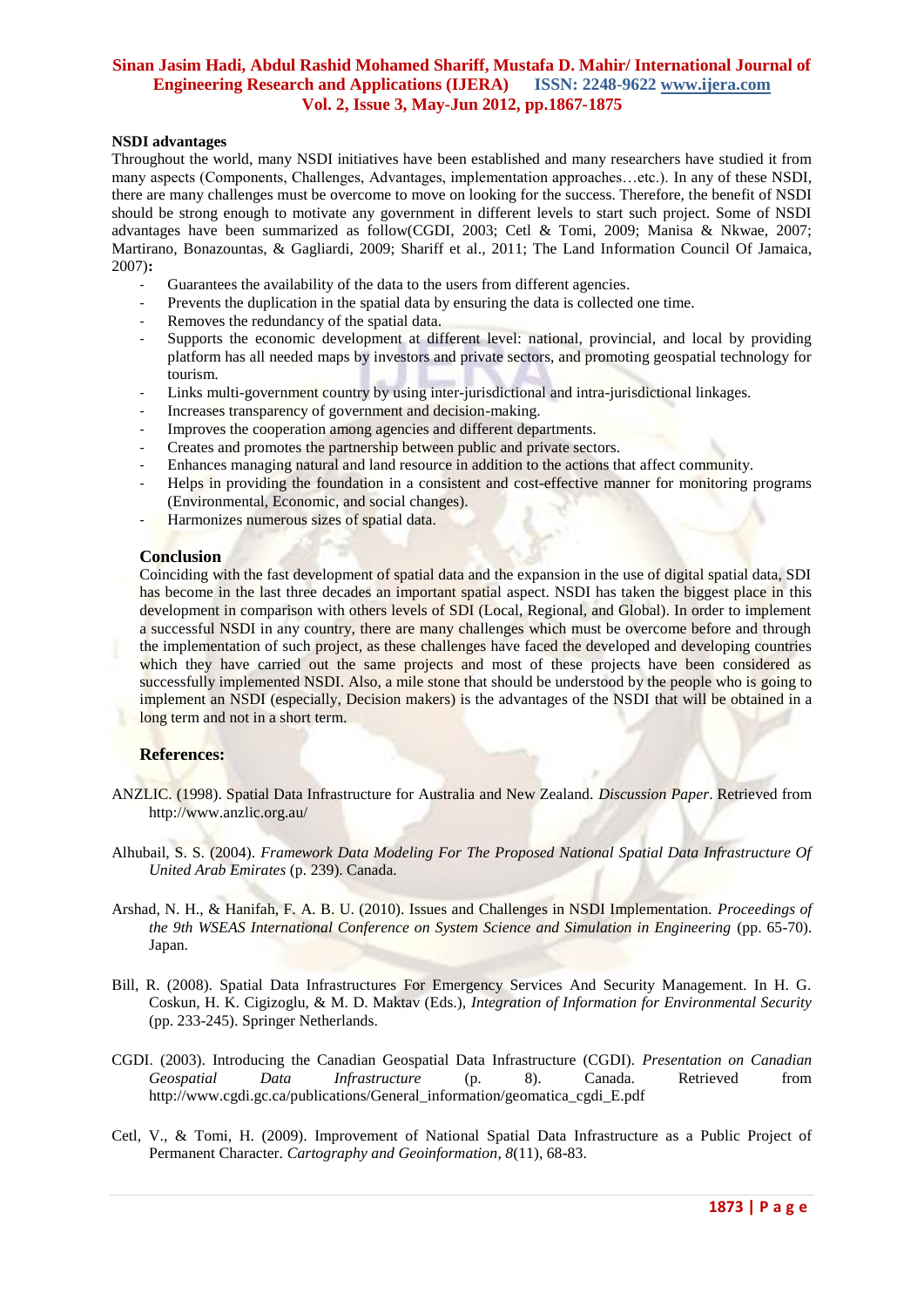**NSDI advantages**

Throughout the world, many NSDI initiatives have been established and many researchers have studied it from many aspects (Components, Challenges, Advantages, implementation approaches…etc.). In any of these NSDI, there are many challenges must be overcome to move on looking for the success. Therefore, the benefit of NSDI should be strong enough to motivate any government in different levels to start such project. Some of NSDI advantages have been summarized as follow(CGDI, 2003; Cetl & Tomi, 2009; Manisa & Nkwae, 2007; Martirano, Bonazountas, & Gagliardi, 2009; Shariff et al., 2011; The Land Information Council Of Jamaica, 2007)**:**

- Guarantees the availability of the data to the users from different agencies.
- Prevents the duplication in the spatial data by ensuring the data is collected one time.
- Removes the redundancy of the spatial data.
- Supports the economic development at different level: national, provincial, and local by providing platform has all needed maps by investors and private sectors, and promoting geospatial technology for tourism.
- Links multi-government country by using inter-jurisdictional and intra-jurisdictional linkages.
- Increases transparency of government and decision-making.
- Improves the cooperation among agencies and different departments.
- Creates and promotes the partnership between public and private sectors.
- Enhances managing natural and land resource in addition to the actions that affect community.
- Helps in providing the foundation in a consistent and cost-effective manner for monitoring programs (Environmental, Economic, and social changes).
- Harmonizes numerous sizes of spatial data.

## Conclusion

Coinciding with the fast development of spatial data and the expansion in the use of digital spatial data, SDI has become in the last three decades an important spatial aspect. NSDI has taken the biggest place in this development in comparison with others levels of SDI (Local, Regional, and Global). In order to implement a successful NSDI in any country, there are many challenges which must be overcome before and through the implementation of such project, as these challenges have faced the developed and developing countries which they have carried out the same projects and most of these projects have been considered as successfully implemented NSDI. Also, a mile stone that should be understood by the people who is going to implement an NSDI (especially, Decision makers) is the advantages of the NSDI that will be obtained in a long term and not in a short term.

## References:

ANZLIC. (1998). Spatial Data Infrastructure for Australia and New Zealand. *Discussion Paper*. Retrieved from http://www.anzlic.org.au/

Alhubail, S. S. (2004). *Framework Data Modeling For The Proposed National Spatial Data Infrastructure Of United Arab Emirates* (p. 239). Canada.

Arshad, N. H., & Hanifah, F. A. B. U. (2010). Issues and Challenges in NSDI Implementation. *Proceedings of the 9th WSEAS International Conference on System Science and Simulation in Engineering* (pp. 65-70). Japan.

Bill, R. (2008). Spatial Data Infrastructures For Emergency Services And Security Management. In H. G. Coskun, H. K. Cigizoglu, & M. D. Maktav (Eds.), *Integration of Information for Environmental Security* (pp. 233-245). Springer Netherlands.

CGDI. (2003). Introducing the Canadian Geospatial Data Infrastructure (CGDI). *Presentation on Canadian Geospatial Data Infrastructure* (p. 8). Canada. Retrieved from http://www.cgdi.gc.ca/publications/General_information/geomatica_cgdi_E.pdf

Cetl, V., & Tomi, H. (2009). Improvement of National Spatial Data Infrastructure as a Public Project of Permanent Character. *Cartography and Geoinformation*, *8*(11), 68-83.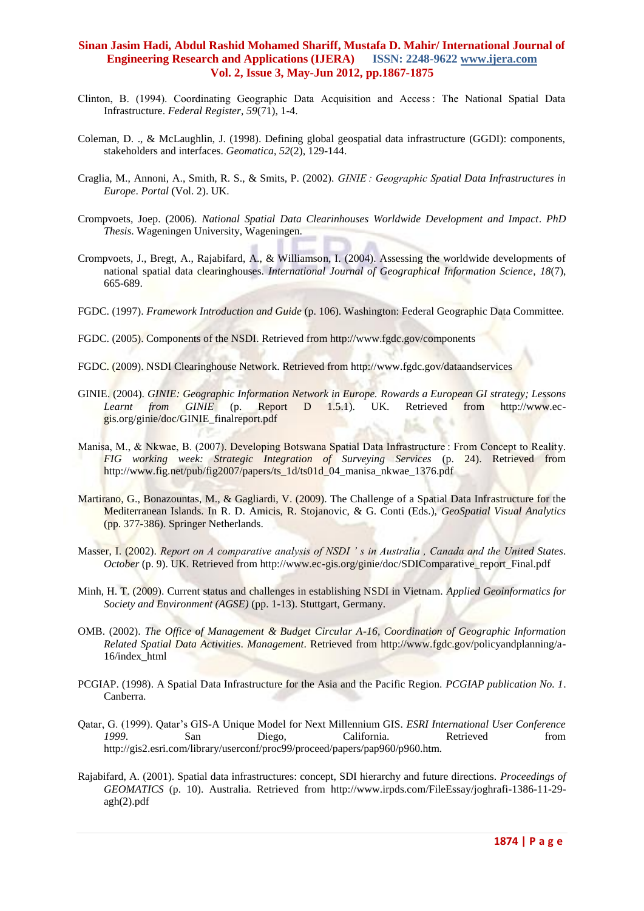Clinton, B. (1994). Coordinating Geographic Data Acquisition and Access : The National Spatial Data Infrastructure. *Federal Register*, *59*(71), 1-4.

Coleman, D. ., & McLaughlin, J. (1998). Defining global geospatial data infrastructure (GGDI): components, stakeholders and interfaces. *Geomatica*, *52*(2), 129-144.

Craglia, M., Annoni, A., Smith, R. S., & Smits, P. (2002). *GINIE : Geographic Spatial Data Infrastructures in Europe*. *Portal* (Vol. 2). UK.

Crompvoets, Joep. (2006). *National Spatial Data Clearinhouses Worldwide Development and Impact*. *PhD Thesis*. Wageningen University, Wageningen.

Crompvoets, J., Bregt, A., Rajabifard, A., & Williamson, I. (2004). Assessing the worldwide developments of national spatial data clearinghouses. *International Journal of Geographical Information Science*, *18*(7), 665-689.

FGDC. (1997). *Framework Introduction and Guide* (p. 106). Washington: Federal Geographic Data Committee.

FGDC. (2005). Components of the NSDI. Retrieved from http://www.fgdc.gov/components

FGDC. (2009). NSDI Clearinghouse Network. Retrieved from http://www.fgdc.gov/dataandservices

GINIE. (2004). *GINIE: Geographic Information Network in Europe. Rowards a European GI strategy; Lessons Learnt from GINIE* (p. Report D 1.5.1). UK. Retrieved from http://www.ec-gis.org/ginie/doc/GINIE_finalreport.pdf

Manisa, M., & Nkwae, B. (2007). Developing Botswana Spatial Data Infrastructure : From Concept to Reality. *FIG working week: Strategic Integration of Surveying Services* (p. 24). Retrieved from http://www.fig.net/pub/fig2007/papers/ts_1d/ts01d_04_manisa_nkwae_1376.pdf

Martirano, G., Bonazountas, M., & Gagliardi, V. (2009). The Challenge of a Spatial Data Infrastructure for the Mediterranean Islands. In R. D. Amicis, R. Stojanovic, & G. Conti (Eds.), *GeoSpatial Visual Analytics* (pp. 377-386). Springer Netherlands.

Masser, I. (2002). *Report on A comparative analysis of NSDI ' s in Australia , Canada and the United States*. *October* (p. 9). UK. Retrieved from http://www.ec-gis.org/ginie/doc/SDIComparative_report_Final.pdf

Minh, H. T. (2009). Current status and challenges in establishing NSDI in Vietnam. *Applied Geoinformatics for Society and Environment (AGSE)* (pp. 1-13). Stuttgart, Germany.

OMB. (2002). *The Office of Management & Budget Circular A-16, Coordination of Geographic Information Related Spatial Data Activities*. *Management*. Retrieved from http://www.fgdc.gov/policyandplanning/a-16/index_html

PCGIAP. (1998). A Spatial Data Infrastructure for the Asia and the Pacific Region. *PCGIAP publication No. 1*. Canberra.

Qatar, G. (1999). Qatar's GIS-A Unique Model for Next Millennium GIS. *ESRI International User Conference 1999*. San Diego, California. Retrieved from http://gis2.esri.com/library/userconf/proc99/proceed/papers/pap960/p960.htm.

Rajabifard, A. (2001). Spatial data infrastructures: concept, SDI hierarchy and future directions. *Proceedings of GEOMATICS* (p. 10). Australia. Retrieved from http://www.irpds.com/FileEssay/joghrafi-1386-11-29-agh(2).pdf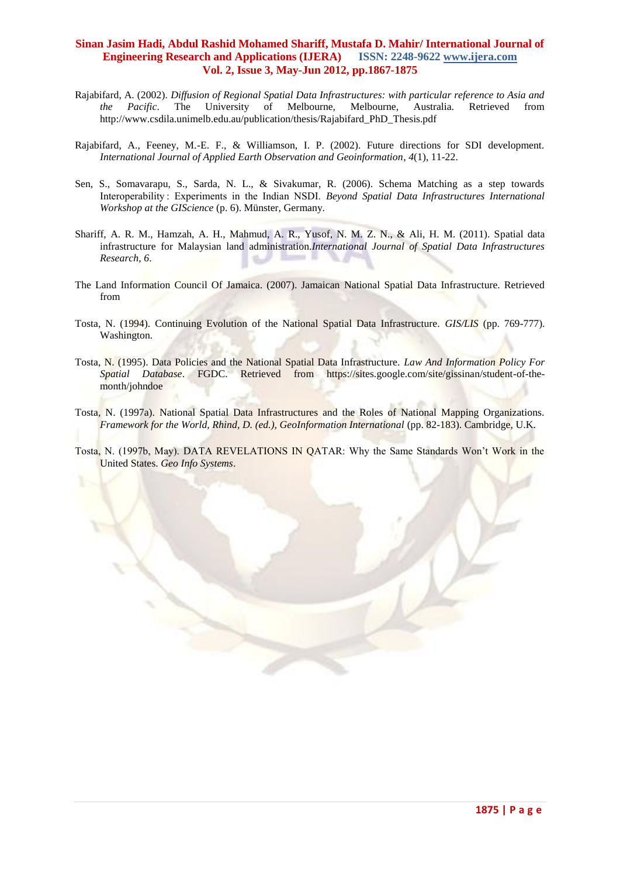Rajabifard, A. (2002). *Diffusion of Regional Spatial Data Infrastructures: with particular reference to Asia and the Pacific*. The University of Melbourne, Melbourne, Australia. Retrieved from http://www.csdila.unimelb.edu.au/publication/thesis/Rajabifard_PhD_Thesis.pdf

Rajabifard, A., Feeney, M.-E. F., & Williamson, I. P. (2002). Future directions for SDI development. *International Journal of Applied Earth Observation and Geoinformation*, *4*(1), 11-22.

Sen, S., Somavarapu, S., Sarda, N. L., & Sivakumar, R. (2006). Schema Matching as a step towards Interoperability : Experiments in the Indian NSDI. *Beyond Spatial Data Infrastructures International Workshop at the GIScience* (p. 6). Münster, Germany.

Shariff, A. R. M., Hamzah, A. H., Mahmud, A. R., Yusof, N. M. Z. N., & Ali, H. M. (2011). Spatial data infrastructure for Malaysian land administration.*International Journal of Spatial Data Infrastructures Research*, *6*.

The Land Information Council Of Jamaica. (2007). Jamaican National Spatial Data Infrastructure. Retrieved from

Tosta, N. (1994). Continuing Evolution of the National Spatial Data Infrastructure. *GIS/LIS* (pp. 769-777). Washington.

Tosta, N. (1995). Data Policies and the National Spatial Data Infrastructure. *Law And Information Policy For Spatial Database*. FGDC. Retrieved from https://sites.google.com/site/gissinan/student-of-the-month/johndoe

Tosta, N. (1997a). National Spatial Data Infrastructures and the Roles of National Mapping Organizations. *Framework for the World, Rhind, D. (ed.), GeoInformation International* (pp. 82-183). Cambridge, U.K.

Tosta, N. (1997b, May). DATA REVELATIONS IN QATAR: Why the Same Standards Won't Work in the United States. *Geo Info Systems*.